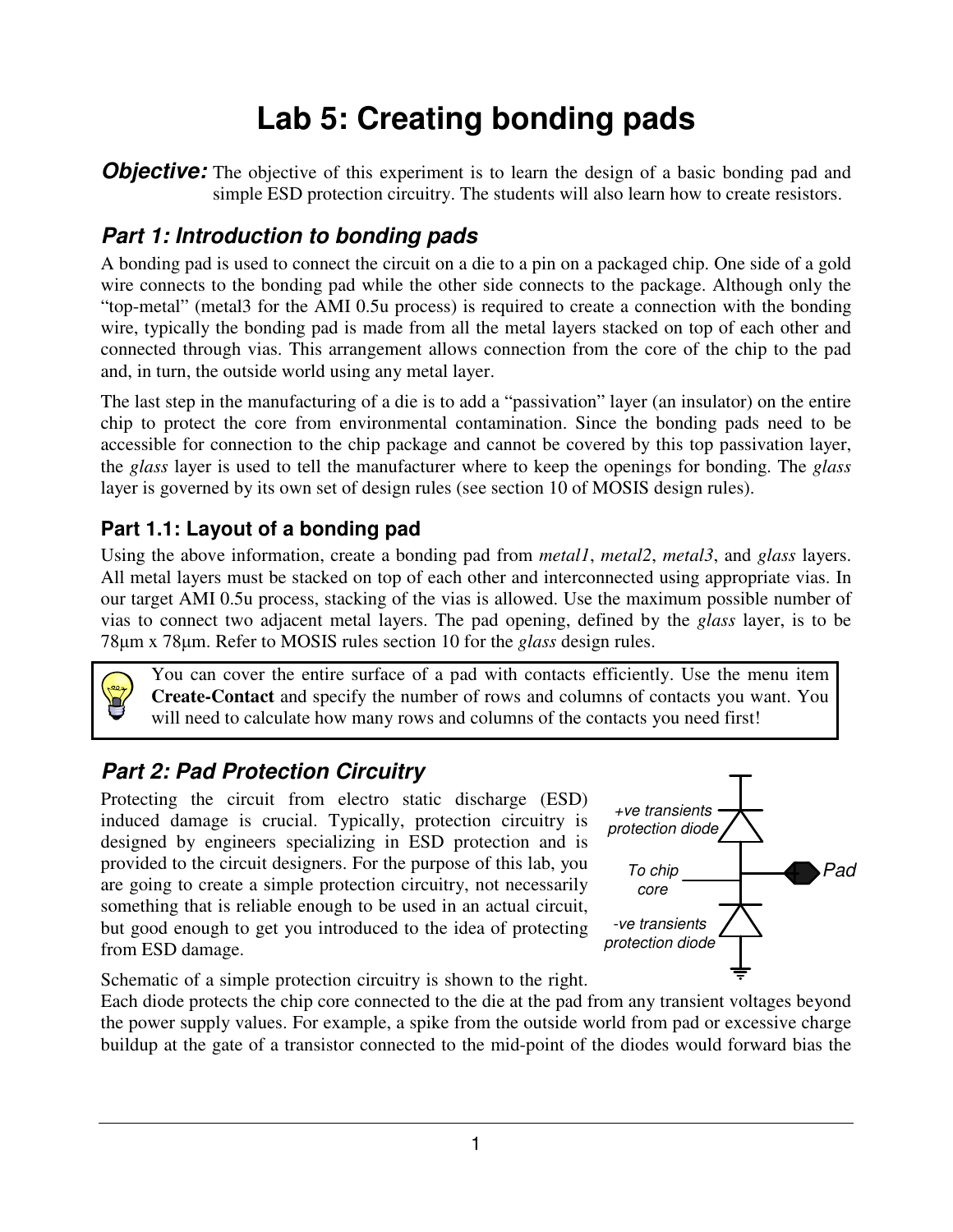# Lab 5: Creating bonding pads

***Objective:*** The objective of this experiment is to learn the design of a basic bonding pad and simple ESD protection circuitry. The students will also learn how to create resistors.

## *Part 1: Introduction to bonding pads*

A bonding pad is used to connect the circuit on a die to a pin on a packaged chip. One side of a gold wire connects to the bonding pad while the other side connects to the package. Although only the "top-metal" (metal3 for the AMI 0.5u process) is required to create a connection with the bonding wire, typically the bonding pad is made from all the metal layers stacked on top of each other and connected through vias. This arrangement allows connection from the core of the chip to the pad and, in turn, the outside world using any metal layer.

The last step in the manufacturing of a die is to add a "passivation" layer (an insulator) on the entire chip to protect the core from environmental contamination. Since the bonding pads need to be accessible for connection to the chip package and cannot be covered by this top passivation layer, the *glass* layer is used to tell the manufacturer where to keep the openings for bonding. The *glass* layer is governed by its own set of design rules (see section 10 of MOSIS design rules).

### Part 1.1: Layout of a bonding pad

Using the above information, create a bonding pad from *metal1*, *metal2*, *metal3*, and *glass* layers. All metal layers must be stacked on top of each other and interconnected using appropriate vias. In our target AMI 0.5u process, stacking of the vias is allowed. Use the maximum possible number of vias to connect two adjacent metal layers. The pad opening, defined by the *glass* layer, is to be 78µm x 78µm. Refer to MOSIS rules section 10 for the *glass* design rules.

> You can cover the entire surface of a pad with contacts efficiently. Use the menu item **Create-Contact** and specify the number of rows and columns of contacts you want. You will need to calculate how many rows and columns of the contacts you need first!

## *Part 2: Pad Protection Circuitry*

Protecting the circuit from electro static discharge (ESD) induced damage is crucial. Typically, protection circuitry is designed by engineers specializing in ESD protection and is provided to the circuit designers. For the purpose of this lab, you are going to create a simple protection circuitry, not necessarily something that is reliable enough to be used in an actual circuit, but good enough to get you introduced to the idea of protecting from ESD damage.

+ve transients protection diode

To chip core

Pad

-ve transients protection diode

Schematic of a simple protection circuitry is shown to the right. Each diode protects the chip core connected to the die at the pad from any transient voltages beyond the power supply values. For example, a spike from the outside world from pad or excessive charge buildup at the gate of a transistor connected to the mid-point of the diodes would forward bias the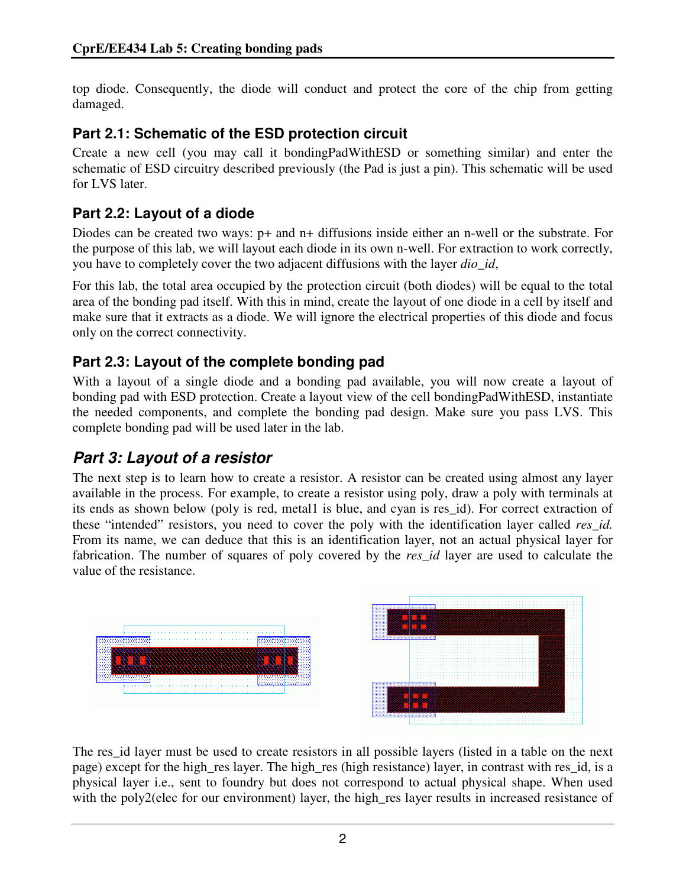top diode. Consequently, the diode will conduct and protect the core of the chip from getting damaged.

### Part 2.1: Schematic of the ESD protection circuit

Create a new cell (you may call it bondingPadWithESD or something similar) and enter the schematic of ESD circuitry described previously (the Pad is just a pin). This schematic will be used for LVS later.

### Part 2.2: Layout of a diode

Diodes can be created two ways: p+ and n+ diffusions inside either an n-well or the substrate. For the purpose of this lab, we will layout each diode in its own n-well. For extraction to work correctly, you have to completely cover the two adjacent diffusions with the layer *dio_id*,

For this lab, the total area occupied by the protection circuit (both diodes) will be equal to the total area of the bonding pad itself. With this in mind, create the layout of one diode in a cell by itself and make sure that it extracts as a diode. We will ignore the electrical properties of this diode and focus only on the correct connectivity.

### Part 2.3: Layout of the complete bonding pad

With a layout of a single diode and a bonding pad available, you will now create a layout of bonding pad with ESD protection. Create a layout view of the cell bondingPadWithESD, instantiate the needed components, and complete the bonding pad design. Make sure you pass LVS. This complete bonding pad will be used later in the lab.

## *Part 3: Layout of a resistor*

The next step is to learn how to create a resistor. A resistor can be created using almost any layer available in the process. For example, to create a resistor using poly, draw a poly with terminals at its ends as shown below (poly is red, metal1 is blue, and cyan is res_id). For correct extraction of these "intended" resistors, you need to cover the poly with the identification layer called *res_id.* From its name, we can deduce that this is an identification layer, not an actual physical layer for fabrication. The number of squares of poly covered by the *res_id* layer are used to calculate the value of the resistance.

The res_id layer must be used to create resistors in all possible layers (listed in a table on the next page) except for the high_res layer. The high_res (high resistance) layer, in contrast with res_id, is a physical layer i.e., sent to foundry but does not correspond to actual physical shape. When used with the poly2(elec for our environment) layer, the high_res layer results in increased resistance of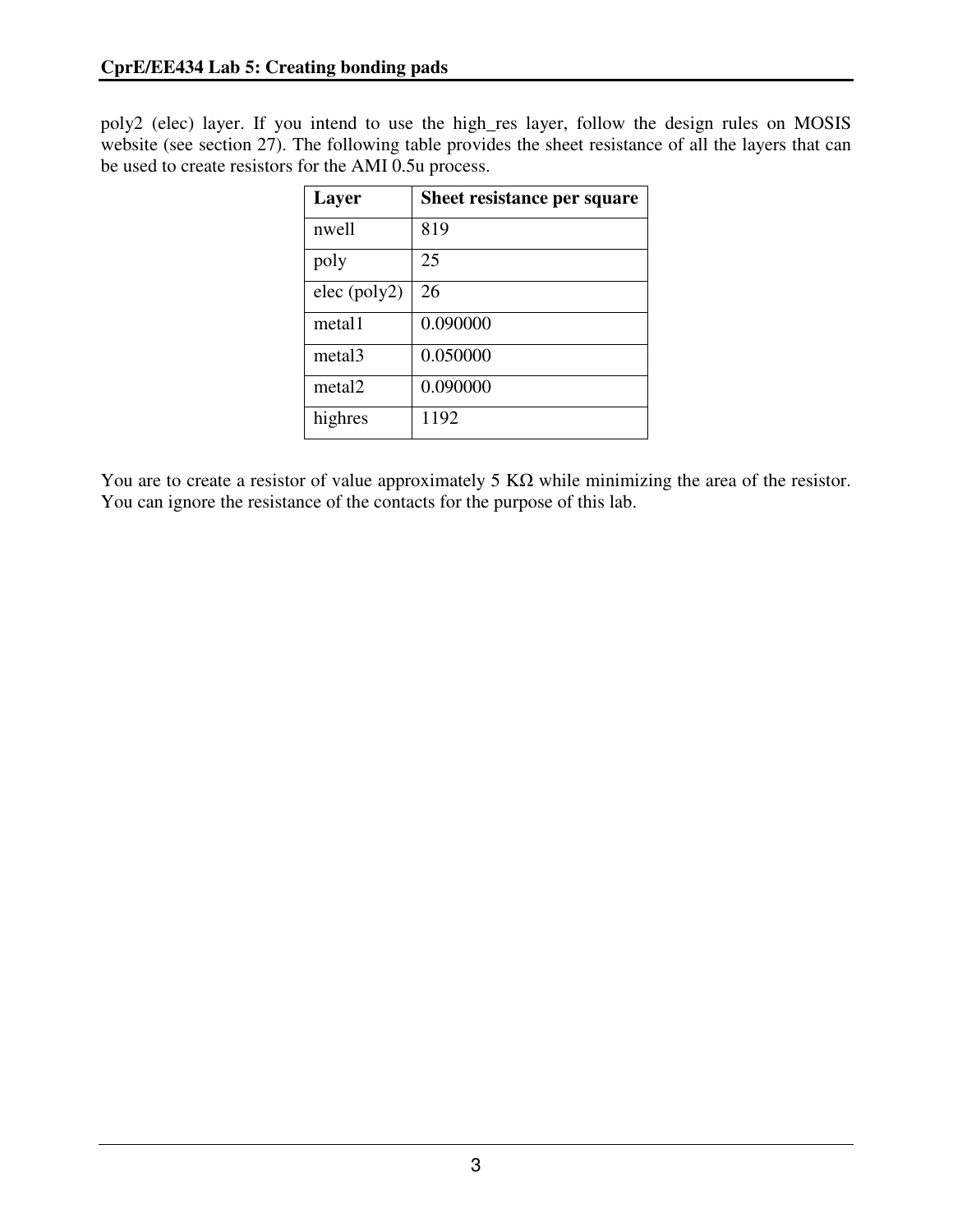poly2 (elec) layer. If you intend to use the high_res layer, follow the design rules on MOSIS website (see section 27). The following table provides the sheet resistance of all the layers that can be used to create resistors for the AMI 0.5u process.

| Layer | Sheet resistance per square |
|---|---|
| nwell | 819 |
| poly | 25 |
| elec (poly2) | 26 |
| metal1 | 0.090000 |
| metal3 | 0.050000 |
| metal2 | 0.090000 |
| highres | 1192 |

You are to create a resistor of value approximately 5 KΩ while minimizing the area of the resistor. You can ignore the resistance of the contacts for the purpose of this lab.